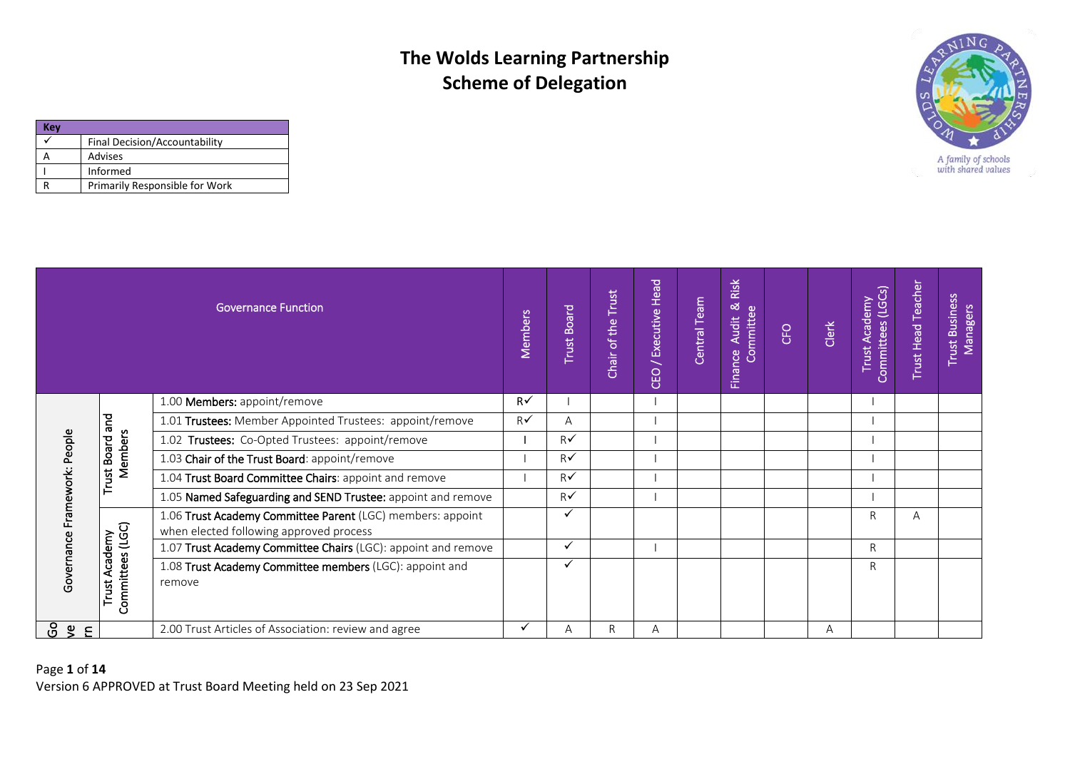# The Wolds Learning Partnership
## Scheme of Delegation

| Key | |
|---|---|
| ✓ | Final Decision/Accountability |
| A | Advises |
| I | Informed |
| R | Primarily Responsible for Work |

| | | Governance Function | Members | Trust Board | Chair of the Trust | CEO / Executive Head | Central Team | Finance Audit & Risk Committee | CFO | Clerk | Trust Academy Committees (LGCs) | Trust Head Teacher | Trust Business Managers |
|---|---|---|---|---|---|---|---|---|---|---|---|---|---|
| Governance Framework: People | Trust Board and Members | 1.00 **Members:** appoint/remove | R✓ | I | | I | | | | | I | | |
| | | 1.01 **Trustees:** Member Appointed Trustees: appoint/remove | R✓ | A | | I | | | | | I | | |
| | | 1.02 **Trustees:** Co-Opted Trustees: appoint/remove | I | R✓ | | I | | | | | I | | |
| | | 1.03 **Chair of the Trust Board**: appoint/remove | I | R✓ | | I | | | | | I | | |
| | | 1.04 **Trust Board Committee Chairs**: appoint and remove | I | R✓ | | I | | | | | I | | |
| | | 1.05 **Named Safeguarding and SEND Trustee:** appoint and remove | | R✓ | | I | | | | | I | | |
| | Trust Academy Committees (LGC) | 1.06 **Trust Academy Committee Parent** (LGC) members: appoint when elected following approved process | | ✓ | | | | | | | R | A | |
| | | 1.07 **Trust Academy Committee Chairs** (LGC): appoint and remove | | ✓ | | I | | | | | R | | |
| | | 1.08 **Trust Academy Committee members** (LGC): appoint and remove | | ✓ | | | | | | | R | | |
| Govern | | 2.00 Trust Articles of Association: review and agree | ✓ | A | R | A | | | | A | | | |

Version 6 APPROVED at Trust Board Meeting held on 23 Sep 2021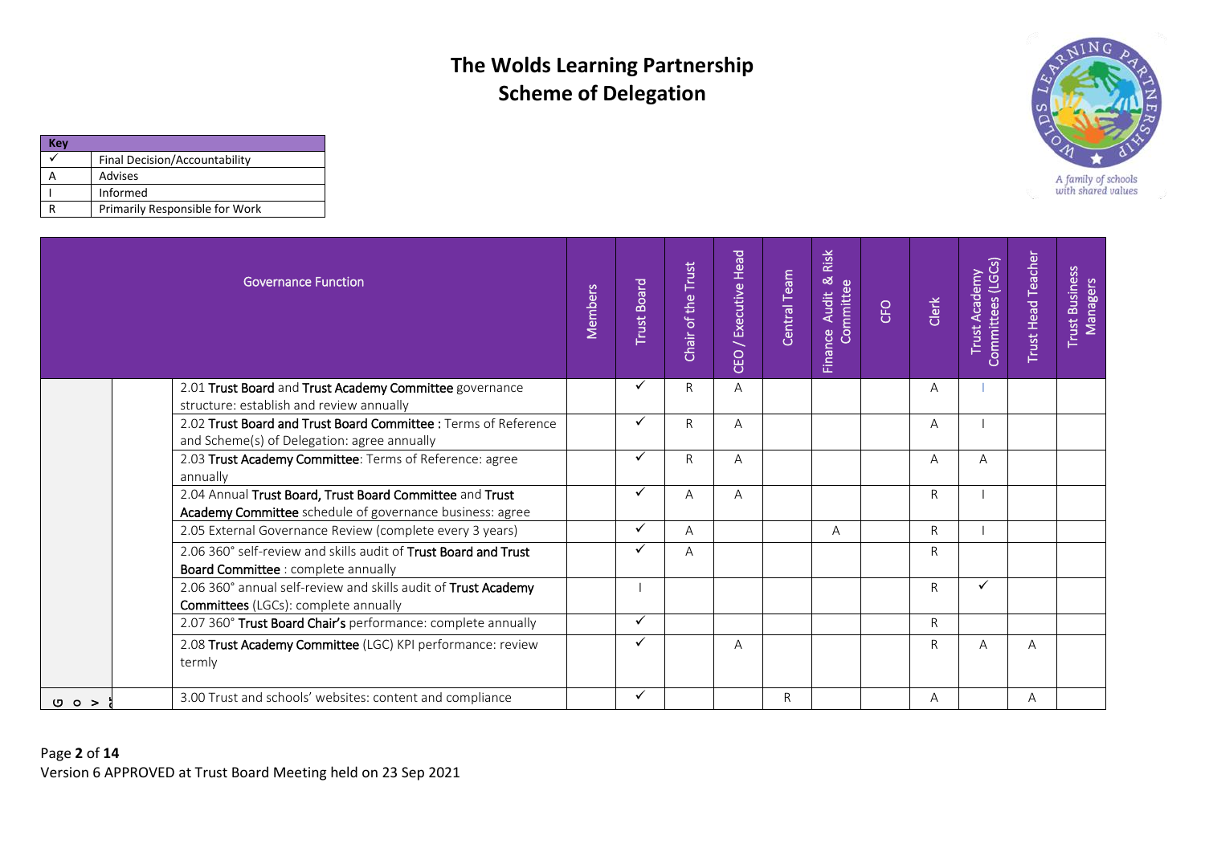# The Wolds Learning Partnership
# Scheme of Delegation

| Key | |
|---|---|
| ✓ | Final Decision/Accountability |
| A | Advises |
| I | Informed |
| R | Primarily Responsible for Work |

| | | Governance Function | Members | Trust Board | Chair of the Trust | CEO / Executive Head | Central Team | Finance Audit & Risk Committee | CFO | Clerk | Trust Academy Committees (LGCs) | Trust Head Teacher | Trust Business Managers |
|---|---|---|---|---|---|---|---|---|---|---|---|---|---|
| | | 2.01 **Trust Board** and **Trust Academy Committee** governance structure: establish and review annually | | ✓ | R | A | | | | A | I | | |
| | | 2.02 **Trust Board and Trust Board Committee :** Terms of Reference and Scheme(s) of Delegation: agree annually | | ✓ | R | A | | | | A | I | | |
| | | 2.03 **Trust Academy Committee**: Terms of Reference: agree annually | | ✓ | R | A | | | | A | A | | |
| | | 2.04 Annual **Trust Board, Trust Board Committee** and **Trust Academy Committee** schedule of governance business: agree | | ✓ | A | A | | | | R | I | | |
| | | 2.05 External Governance Review (complete every 3 years) | | ✓ | A | | | A | | R | I | | |
| | | 2.06 360° self-review and skills audit of **Trust Board and Trust Board Committee** : complete annually | | ✓ | A | | | | | R | | | |
| | | 2.06 360° annual self-review and skills audit of **Trust Academy Committees** (LGCs): complete annually | | I | | | | | | R | ✓ | | |
| | | 2.07 360° **Trust Board Chair's** performance: complete annually | | ✓ | | | | | | R | | | |
| | | 2.08 **Trust Academy Committee** (LGC) KPI performance: review termly | | ✓ | | A | | | | R | A | A | |
| Gov | | 3.00 Trust and schools' websites: content and compliance | | ✓ | | | R | | | A | | A | |

Version 6 APPROVED at Trust Board Meeting held on 23 Sep 2021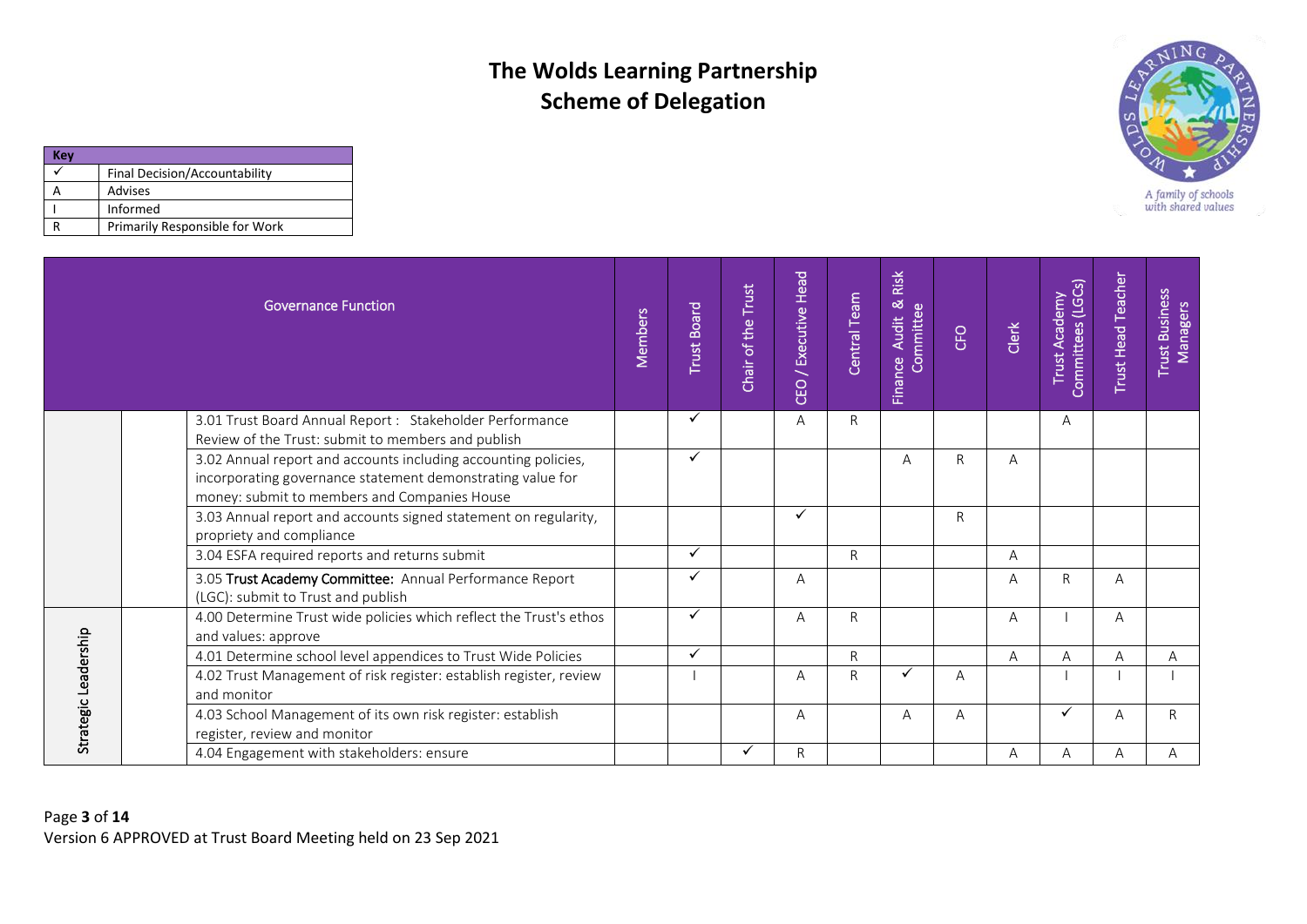# The Wolds Learning Partnership
# Scheme of Delegation

| Key | |
|---|---|
| ✓ | Final Decision/Accountability |
| A | Advises |
| I | Informed |
| R | Primarily Responsible for Work |

| | | Governance Function | Members | Trust Board | Chair of the Trust | CEO / Executive Head | Central Team | Finance Audit & Risk Committee | CFO | Clerk | Trust Academy Committees (LGCs) | Trust Head Teacher | Trust Business Managers |
|---|---|---|---|---|---|---|---|---|---|---|---|---|---|
| | | 3.01 Trust Board Annual Report : Stakeholder Performance Review of the Trust: submit to members and publish | | ✓ | | A | R | | | | A | | |
| | | 3.02 Annual report and accounts including accounting policies, incorporating governance statement demonstrating value for money: submit to members and Companies House | | ✓ | | | | A | R | A | | | |
| | | 3.03 Annual report and accounts signed statement on regularity, propriety and compliance | | | | ✓ | | | R | | | | |
| | | 3.04 ESFA required reports and returns submit | | ✓ | | | R | | | A | | | |
| | | 3.05 Trust Academy Committee: Annual Performance Report (LGC): submit to Trust and publish | | ✓ | | A | | | | A | R | A | |
| Strategic Leadership | | 4.00 Determine Trust wide policies which reflect the Trust's ethos and values: approve | | ✓ | | A | R | | | A | I | A | |
| | | 4.01 Determine school level appendices to Trust Wide Policies | | ✓ | | | R | | | A | A | A | A |
| | | 4.02 Trust Management of risk register: establish register, review and monitor | | I | | A | R | ✓ | A | | I | I | I |
| | | 4.03 School Management of its own risk register: establish register, review and monitor | | | | A | | A | A | | ✓ | A | R |
| | | 4.04 Engagement with stakeholders: ensure | | | ✓ | R | | | | A | A | A | A |

Version 6 APPROVED at Trust Board Meeting held on 23 Sep 2021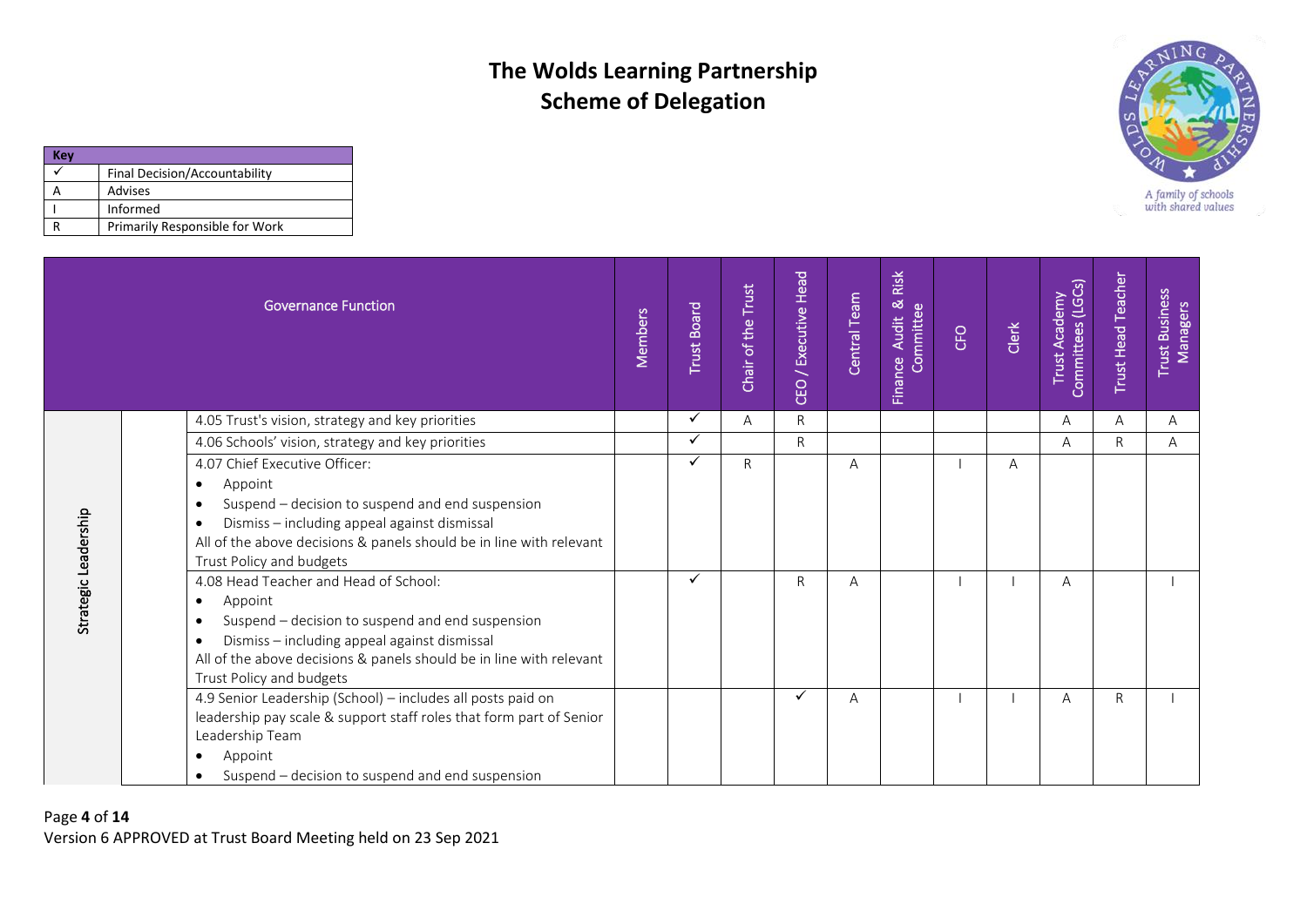# The Wolds Learning Partnership
# Scheme of Delegation

| Key | |
|---|---|
| ✓ | Final Decision/Accountability |
| A | Advises |
| I | Informed |
| R | Primarily Responsible for Work |

| | | Governance Function | Members | Trust Board | Chair of the Trust | CEO / Executive Head | Central Team | Finance Audit & Risk Committee | CFO | Clerk | Trust Academy Committees (LGCs) | Trust Head Teacher | Trust Business Managers |
|---|---|---|---|---|---|---|---|---|---|---|---|---|---|
| Strategic Leadership | | 4.05 Trust's vision, strategy and key priorities | | ✓ | A | R | | | | | A | A | A |
| | | 4.06 Schools' vision, strategy and key priorities | | ✓ | | R | | | | | A | R | A |
| | | 4.07 Chief Executive Officer:<br>• Appoint<br>• Suspend – decision to suspend and end suspension<br>• Dismiss – including appeal against dismissal<br>All of the above decisions & panels should be in line with relevant Trust Policy and budgets | | ✓ | R | | A | | I | A | | | |
| | | 4.08 Head Teacher and Head of School:<br>• Appoint<br>• Suspend – decision to suspend and end suspension<br>• Dismiss – including appeal against dismissal<br>All of the above decisions & panels should be in line with relevant Trust Policy and budgets | | ✓ | | R | A | | I | I | A | | I |
| | | 4.9 Senior Leadership (School) – includes all posts paid on leadership pay scale & support staff roles that form part of Senior Leadership Team<br>• Appoint<br>• Suspend – decision to suspend and end suspension | | | | ✓ | A | | I | I | A | R | I |

Version 6 APPROVED at Trust Board Meeting held on 23 Sep 2021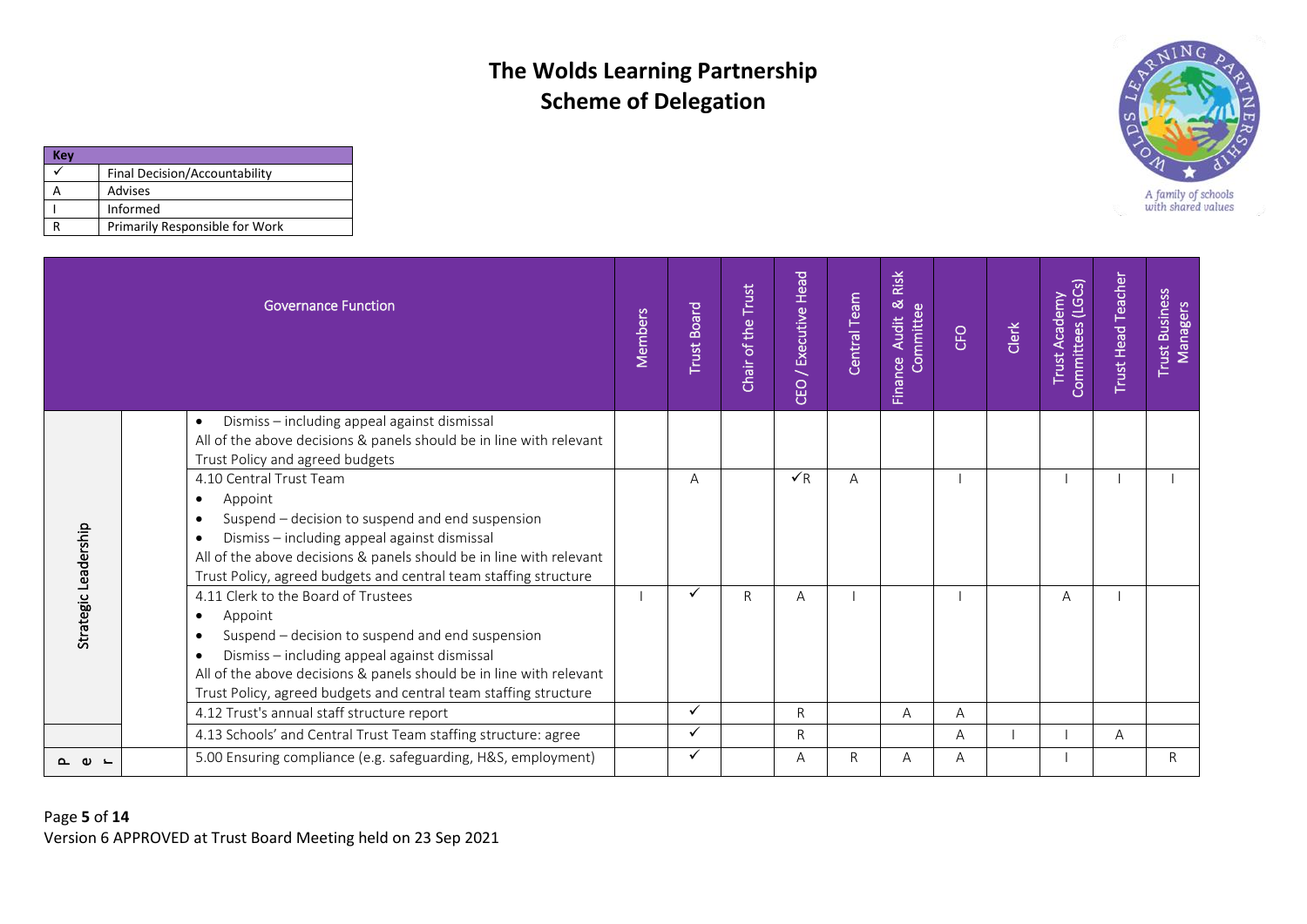# The Wolds Learning Partnership
# Scheme of Delegation

| Key | |
|---|---|
| ✓ | Final Decision/Accountability |
| A | Advises |
| I | Informed |
| R | Primarily Responsible for Work |

| | | Governance Function | Members | Trust Board | Chair of the Trust | CEO / Executive Head | Central Team | Finance Audit & Risk Committee | CFO | Clerk | Trust Academy Committees (LGCs) | Trust Head Teacher | Trust Business Managers |
|---|---|---|---|---|---|---|---|---|---|---|---|---|---|
| Strategic Leadership | | • Dismiss – including appeal against dismissal<br>All of the above decisions & panels should be in line with relevant Trust Policy and agreed budgets | | | | | | | | | | | |
| | | 4.10 Central Trust Team<br>• Appoint<br>• Suspend – decision to suspend and end suspension<br>• Dismiss – including appeal against dismissal<br>All of the above decisions & panels should be in line with relevant Trust Policy, agreed budgets and central team staffing structure | | A | | ✓R | A | | I | | I | I | I |
| | | 4.11 Clerk to the Board of Trustees<br>• Appoint<br>• Suspend – decision to suspend and end suspension<br>• Dismiss – including appeal against dismissal<br>All of the above decisions & panels should be in line with relevant Trust Policy, agreed budgets and central team staffing structure | I | ✓ | R | A | I | | I | | A | I | |
| | | 4.12 Trust's annual staff structure report | | ✓ | | R | | A | A | | | | |
| | | 4.13 Schools' and Central Trust Team staffing structure: agree | | ✓ | | R | | | A | I | I | A | |
| P e r | | 5.00 Ensuring compliance (e.g. safeguarding, H&S, employment) | | ✓ | | A | R | A | A | | I | | R |

Version 6 APPROVED at Trust Board Meeting held on 23 Sep 2021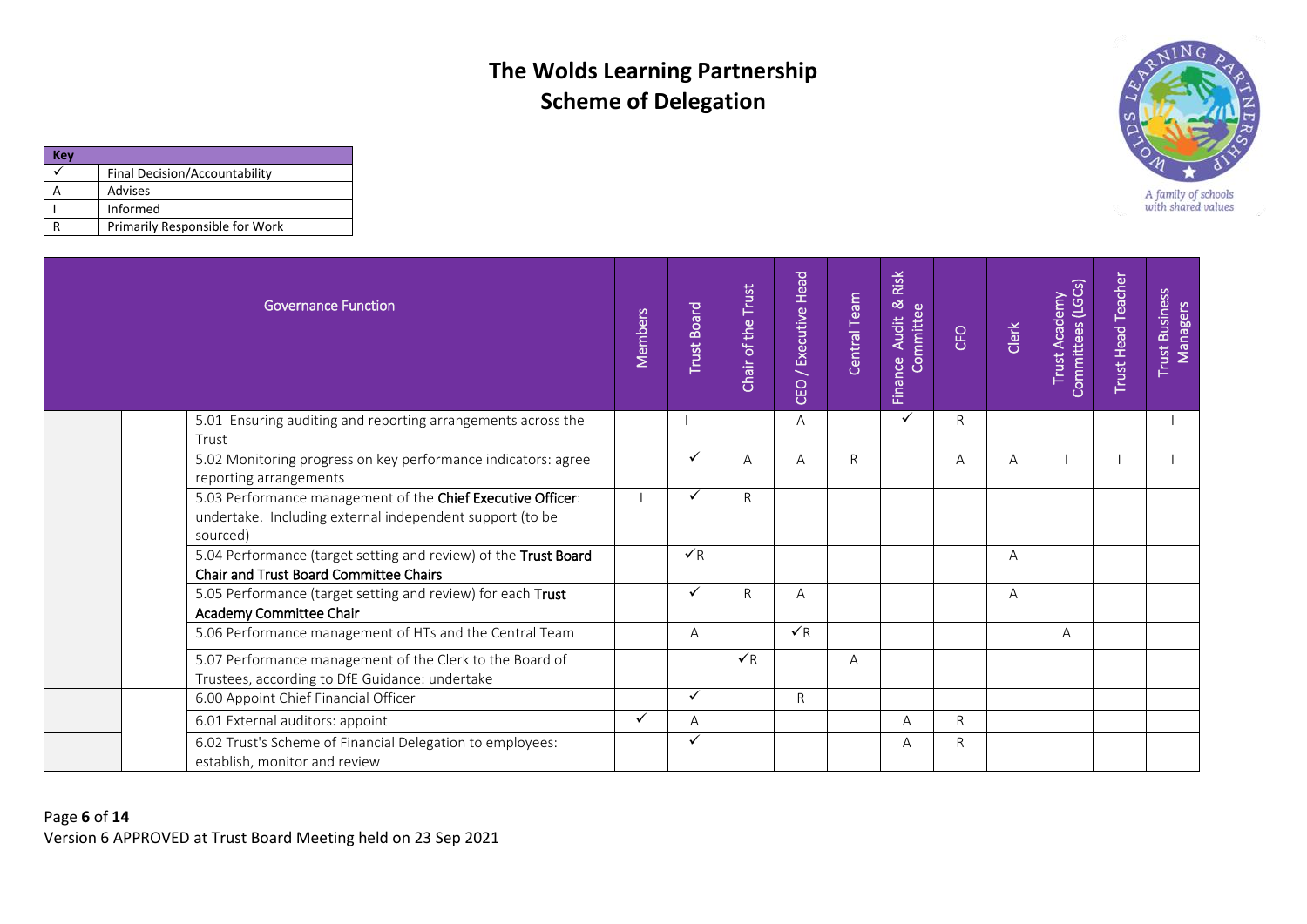# The Wolds Learning Partnership
# Scheme of Delegation

| Key | |
|---|---|
| ✓ | Final Decision/Accountability |
| A | Advises |
| I | Informed |
| R | Primarily Responsible for Work |

| | | Governance Function | Members | Trust Board | Chair of the Trust | CEO / Executive Head | Central Team | Finance Audit & Risk Committee | CFO | Clerk | Trust Academy Committees (LGCs) | Trust Head Teacher | Trust Business Managers |
|---|---|---|---|---|---|---|---|---|---|---|---|---|---|
| | | 5.01 Ensuring auditing and reporting arrangements across the Trust | | I | | A | | ✓ | R | | | | I |
| | | 5.02 Monitoring progress on key performance indicators: agree reporting arrangements | | ✓ | A | A | R | | A | A | I | I | I |
| | | 5.03 Performance management of the **Chief Executive Officer**: undertake. Including external independent support (to be sourced) | I | ✓ | R | | | | | | | | |
| | | 5.04 Performance (target setting and review) of the **Trust Board Chair and Trust Board Committee Chairs** | | ✓R | | | | | | A | | | |
| | | 5.05 Performance (target setting and review) for each **Trust Academy Committee Chair** | | ✓ | R | A | | | | A | | | |
| | | 5.06 Performance management of HTs and the Central Team | | A | | ✓R | | | | | A | | |
| | | 5.07 Performance management of the Clerk to the Board of Trustees, according to DfE Guidance: undertake | | | ✓R | | A | | | | | | |
| | | 6.00 Appoint Chief Financial Officer | | ✓ | | R | | | | | | | |
| | | 6.01 External auditors: appoint | ✓ | A | | | | A | R | | | | |
| | | 6.02 Trust's Scheme of Financial Delegation to employees: establish, monitor and review | | ✓ | | | | A | R | | | | |

Version 6 APPROVED at Trust Board Meeting held on 23 Sep 2021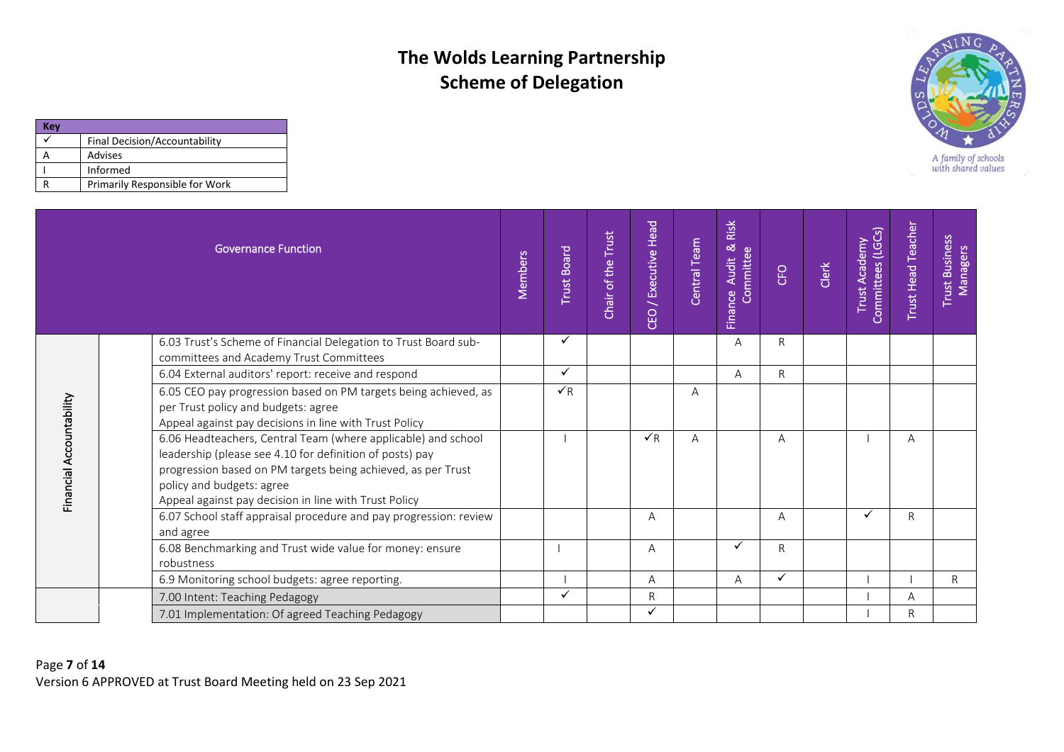# The Wolds Learning Partnership
## Scheme of Delegation

| Key | |
|---|---|
| ✓ | Final Decision/Accountability |
| A | Advises |
| I | Informed |
| R | Primarily Responsible for Work |

| Governance Function | | | Members | Trust Board | Chair of the Trust | CEO / Executive Head | Central Team | Finance Audit & Risk Committee | CFO | Clerk | Trust Academy Committees (LGCs) | Trust Head Teacher | Trust Business Managers |
|---|---|---|---|---|---|---|---|---|---|---|---|---|---|
| Financial Accountability | | 6.03 Trust's Scheme of Financial Delegation to Trust Board sub-committees and Academy Trust Committees | | ✓ | | | | A | R | | | | |
| | | 6.04 External auditors' report: receive and respond | | ✓ | | | | A | R | | | | |
| | | 6.05 CEO pay progression based on PM targets being achieved, as per Trust policy and budgets: agree<br>Appeal against pay decisions in line with Trust Policy | | ✓R | | | A | | | | | | |
| | | 6.06 Headteachers, Central Team (where applicable) and school leadership (please see 4.10 for definition of posts) pay progression based on PM targets being achieved, as per Trust policy and budgets: agree<br>Appeal against pay decision in line with Trust Policy | | I | | ✓R | A | | A | | I | A | |
| | | 6.07 School staff appraisal procedure and pay progression: review and agree | | | | A | | | A | | ✓ | R | |
| | | 6.08 Benchmarking and Trust wide value for money: ensure robustness | | I | | A | | ✓ | R | | | | |
| | | 6.9 Monitoring school budgets: agree reporting. | | I | | A | | A | ✓ | | I | I | R |
| | | 7.00 Intent: Teaching Pedagogy | | ✓ | | R | | | | | I | A | |
| | | 7.01 Implementation: Of agreed Teaching Pedagogy | | | | ✓ | | | | | I | R | |

Version 6 APPROVED at Trust Board Meeting held on 23 Sep 2021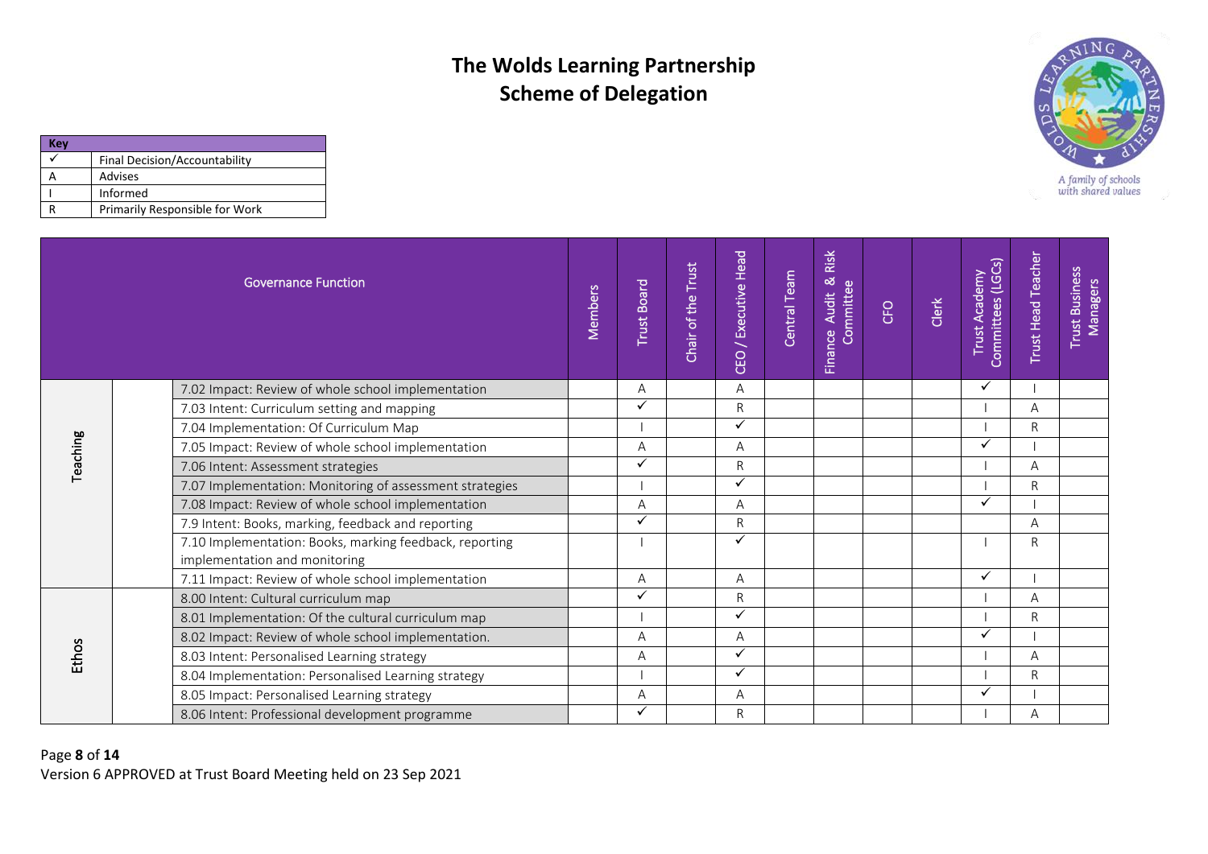# The Wolds Learning Partnership
## Scheme of Delegation

| Key | |
|---|---|
| ✓ | Final Decision/Accountability |
| A | Advises |
| I | Informed |
| R | Primarily Responsible for Work |

| Governance Function | | | Members | Trust Board | Chair of the Trust | CEO / Executive Head | Central Team | Finance Audit & Risk Committee | CFO | Clerk | Trust Academy Committees (LGCs) | Trust Head Teacher | Trust Business Managers |
|---|---|---|---|---|---|---|---|---|---|---|---|---|---|
| Teaching | | 7.02 Impact: Review of whole school implementation | | A | | A | | | | | ✓ | I | |
| | | 7.03 Intent: Curriculum setting and mapping | | ✓ | | R | | | | | I | A | |
| | | 7.04 Implementation: Of Curriculum Map | | I | | ✓ | | | | | I | R | |
| | | 7.05 Impact: Review of whole school implementation | | A | | A | | | | | ✓ | I | |
| | | 7.06 Intent: Assessment strategies | | ✓ | | R | | | | | I | A | |
| | | 7.07 Implementation: Monitoring of assessment strategies | | I | | ✓ | | | | | I | R | |
| | | 7.08 Impact: Review of whole school implementation | | A | | A | | | | | ✓ | I | |
| | | 7.9 Intent: Books, marking, feedback and reporting | | ✓ | | R | | | | | | A | |
| | | 7.10 Implementation: Books, marking feedback, reporting implementation and monitoring | | I | | ✓ | | | | | I | R | |
| | | 7.11 Impact: Review of whole school implementation | | A | | A | | | | | ✓ | I | |
| Ethos | | 8.00 Intent: Cultural curriculum map | | ✓ | | R | | | | | I | A | |
| | | 8.01 Implementation: Of the cultural curriculum map | | I | | ✓ | | | | | I | R | |
| | | 8.02 Impact: Review of whole school implementation. | | A | | A | | | | | ✓ | I | |
| | | 8.03 Intent: Personalised Learning strategy | | A | | ✓ | | | | | I | A | |
| | | 8.04 Implementation: Personalised Learning strategy | | I | | ✓ | | | | | I | R | |
| | | 8.05 Impact: Personalised Learning strategy | | A | | A | | | | | ✓ | I | |
| | | 8.06 Intent: Professional development programme | | ✓ | | R | | | | | I | A | |

Version 6 APPROVED at Trust Board Meeting held on 23 Sep 2021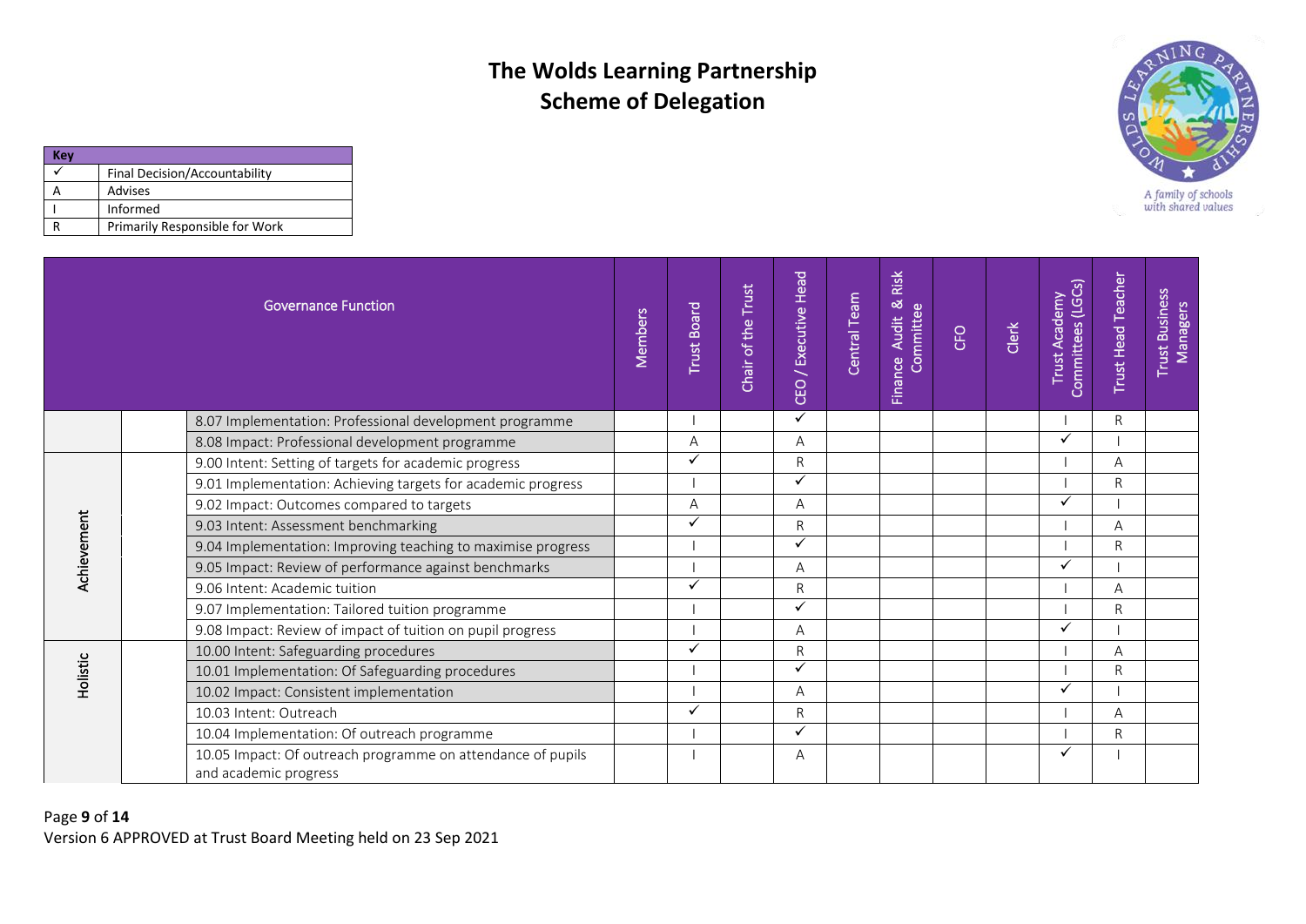# The Wolds Learning Partnership
# Scheme of Delegation

A family of schools with shared values

| Key | |
|---|---|
| ✓ | Final Decision/Accountability |
| A | Advises |
| I | Informed |
| R | Primarily Responsible for Work |

| Governance Function | | | Members | Trust Board | Chair of the Trust | CEO / Executive Head | Central Team | Finance Audit & Risk Committee | CFO | Clerk | Trust Academy Committees (LGCs) | Trust Head Teacher | Trust Business Managers |
|---|---|---|---|---|---|---|---|---|---|---|---|---|---|
| | | 8.07 Implementation: Professional development programme | | I | | ✓ | | | | | I | R | |
| | | 8.08 Impact: Professional development programme | | A | | A | | | | | ✓ | I | |
| Achievement | | 9.00 Intent: Setting of targets for academic progress | | ✓ | | R | | | | | I | A | |
| | | 9.01 Implementation: Achieving targets for academic progress | | I | | ✓ | | | | | I | R | |
| | | 9.02 Impact: Outcomes compared to targets | | A | | A | | | | | ✓ | I | |
| | | 9.03 Intent: Assessment benchmarking | | ✓ | | R | | | | | I | A | |
| | | 9.04 Implementation: Improving teaching to maximise progress | | I | | ✓ | | | | | I | R | |
| | | 9.05 Impact: Review of performance against benchmarks | | I | | A | | | | | ✓ | I | |
| | | 9.06 Intent: Academic tuition | | ✓ | | R | | | | | I | A | |
| | | 9.07 Implementation: Tailored tuition programme | | I | | ✓ | | | | | I | R | |
| | | 9.08 Impact: Review of impact of tuition on pupil progress | | I | | A | | | | | ✓ | I | |
| Holistic | | 10.00 Intent: Safeguarding procedures | | ✓ | | R | | | | | I | A | |
| | | 10.01 Implementation: Of Safeguarding procedures | | I | | ✓ | | | | | I | R | |
| | | 10.02 Impact: Consistent implementation | | I | | A | | | | | ✓ | I | |
| | | 10.03 Intent: Outreach | | ✓ | | R | | | | | I | A | |
| | | 10.04 Implementation: Of outreach programme | | I | | ✓ | | | | | I | R | |
| | | 10.05 Impact: Of outreach programme on attendance of pupils and academic progress | | I | | A | | | | | ✓ | I | |

Version 6 APPROVED at Trust Board Meeting held on 23 Sep 2021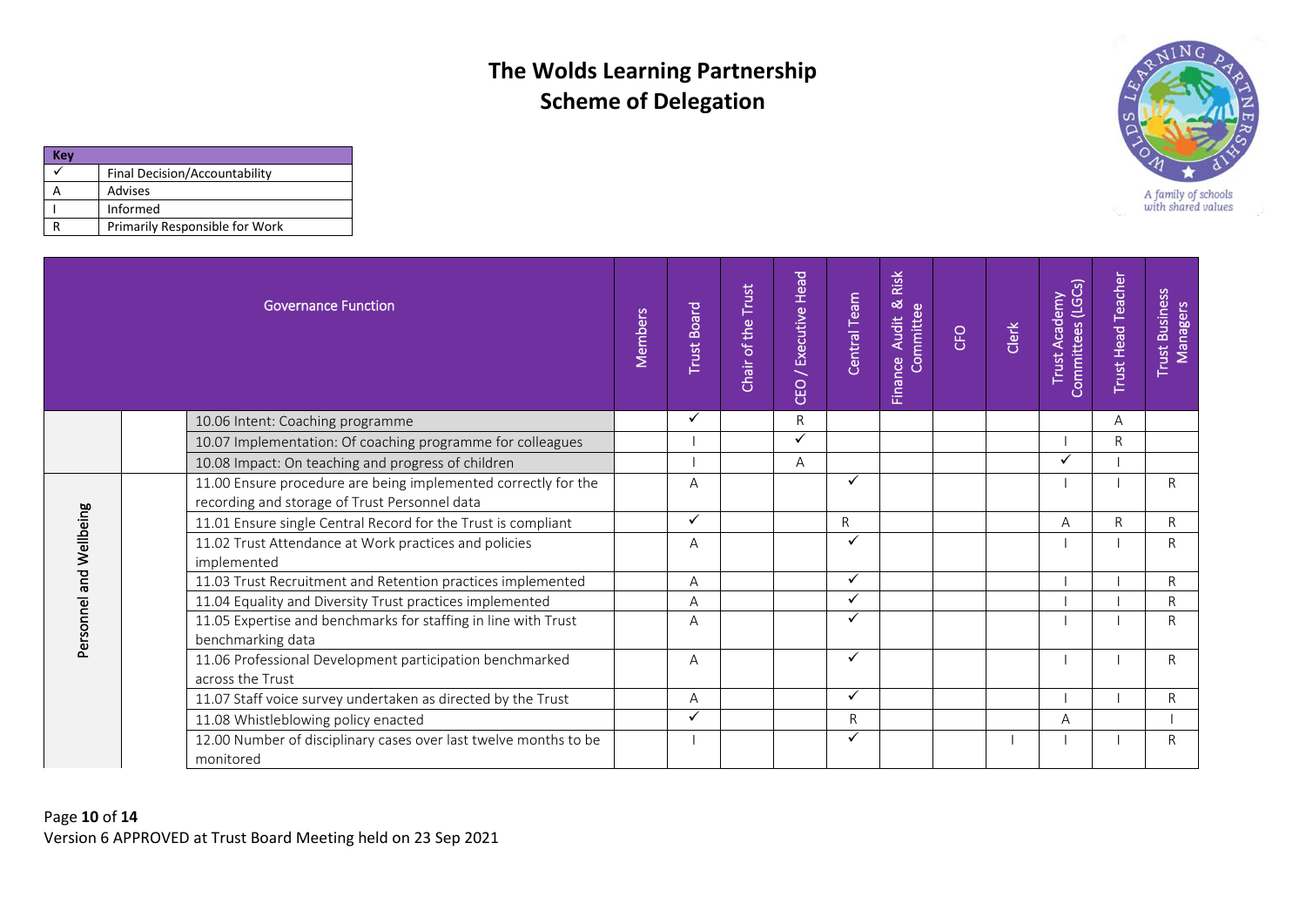# The Wolds Learning Partnership
# Scheme of Delegation

| Key | |
|---|---|
| ✓ | Final Decision/Accountability |
| A | Advises |
| I | Informed |
| R | Primarily Responsible for Work |

| Governance Function | | | Members | Trust Board | Chair of the Trust | CEO / Executive Head | Central Team | Finance Audit & Risk Committee | CFO | Clerk | Trust Academy Committees (LGCs) | Trust Head Teacher | Trust Business Managers |
|---|---|---|---|---|---|---|---|---|---|---|---|---|---|
| | | 10.06 Intent: Coaching programme | | ✓ | | R | | | | | | A | |
| | | 10.07 Implementation: Of coaching programme for colleagues | | I | | ✓ | | | | | I | R | |
| | | 10.08 Impact: On teaching and progress of children | | I | | A | | | | | ✓ | I | |
| Personnel and Wellbeing | | 11.00 Ensure procedure are being implemented correctly for the recording and storage of Trust Personnel data | | A | | | ✓ | | | | I | I | R |
| | | 11.01 Ensure single Central Record for the Trust is compliant | | ✓ | | | R | | | | A | R | R |
| | | 11.02 Trust Attendance at Work practices and policies implemented | | A | | | ✓ | | | | I | I | R |
| | | 11.03 Trust Recruitment and Retention practices implemented | | A | | | ✓ | | | | I | I | R |
| | | 11.04 Equality and Diversity Trust practices implemented | | A | | | ✓ | | | | I | I | R |
| | | 11.05 Expertise and benchmarks for staffing in line with Trust benchmarking data | | A | | | ✓ | | | | I | I | R |
| | | 11.06 Professional Development participation benchmarked across the Trust | | A | | | ✓ | | | | I | I | R |
| | | 11.07 Staff voice survey undertaken as directed by the Trust | | A | | | ✓ | | | | I | I | R |
| | | 11.08 Whistleblowing policy enacted | | ✓ | | | R | | | | A | | I |
| | | 12.00 Number of disciplinary cases over last twelve months to be monitored | | I | | | ✓ | | | I | I | I | R |

Version 6 APPROVED at Trust Board Meeting held on 23 Sep 2021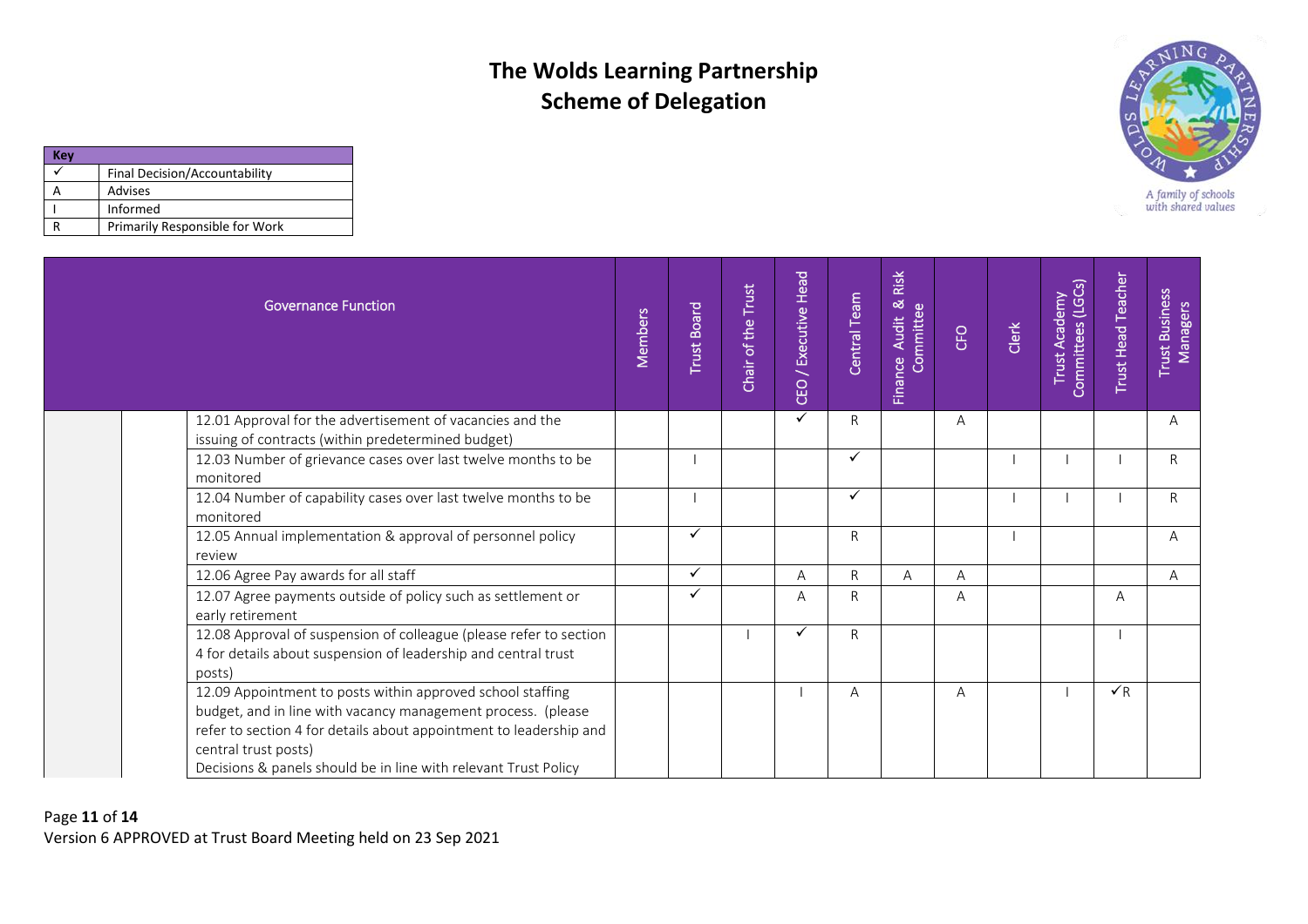# The Wolds Learning Partnership
# Scheme of Delegation

| Key | |
|---|---|
| ✓ | Final Decision/Accountability |
| A | Advises |
| I | Informed |
| R | Primarily Responsible for Work |

| | | Governance Function | Members | Trust Board | Chair of the Trust | CEO / Executive Head | Central Team | Finance Audit & Risk Committee | CFO | Clerk | Trust Academy Committees (LGCs) | Trust Head Teacher | Trust Business Managers |
|---|---|---|---|---|---|---|---|---|---|---|---|---|---|
| | | 12.01 Approval for the advertisement of vacancies and the issuing of contracts (within predetermined budget) | | | | ✓ | R | | A | | | | A |
| | | 12.03 Number of grievance cases over last twelve months to be monitored | | I | | | ✓ | | | I | I | I | R |
| | | 12.04 Number of capability cases over last twelve months to be monitored | | I | | | ✓ | | | I | I | I | R |
| | | 12.05 Annual implementation & approval of personnel policy review | | ✓ | | | R | | | I | | | A |
| | | 12.06 Agree Pay awards for all staff | | ✓ | | A | R | A | A | | | | A |
| | | 12.07 Agree payments outside of policy such as settlement or early retirement | | ✓ | | A | R | | A | | | A | |
| | | 12.08 Approval of suspension of colleague (please refer to section 4 for details about suspension of leadership and central trust posts) | | | I | ✓ | R | | | | | I | |
| | | 12.09 Appointment to posts within approved school staffing budget, and in line with vacancy management process. (please refer to section 4 for details about appointment to leadership and central trust posts)<br>Decisions & panels should be in line with relevant Trust Policy | | | | I | A | | A | | I | ✓R | |

Version 6 APPROVED at Trust Board Meeting held on 23 Sep 2021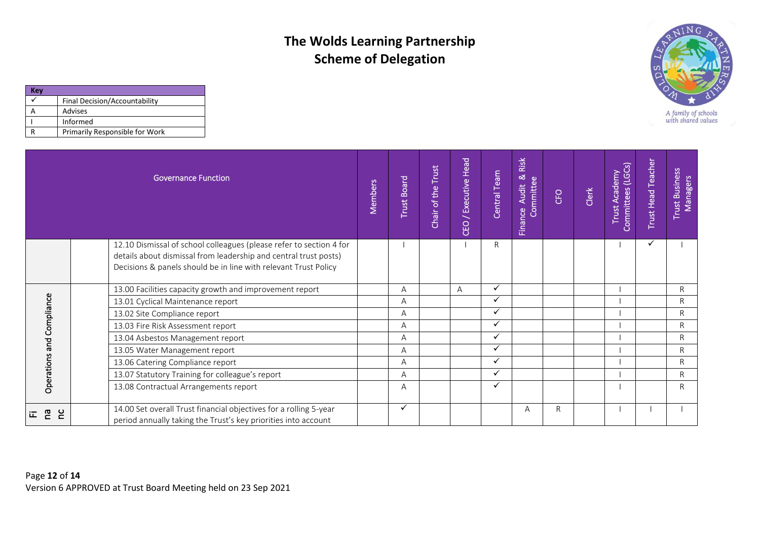# The Wolds Learning Partnership
# Scheme of Delegation

| Key | |
|---|---|
| ✓ | Final Decision/Accountability |
| A | Advises |
| I | Informed |
| R | Primarily Responsible for Work |

| Governance Function | | | Members | Trust Board | Chair of the Trust | CEO / Executive Head | Central Team | Finance Audit & Risk Committee | CFO | Clerk | Trust Academy Committees (LGCs) | Trust Head Teacher | Trust Business Managers |
|---|---|---|---|---|---|---|---|---|---|---|---|---|---|
| | | 12.10 Dismissal of school colleagues (please refer to section 4 for details about dismissal from leadership and central trust posts) Decisions & panels should be in line with relevant Trust Policy | | I | | I | R | | | | I | ✓ | I |
| Operations and Compliance | | 13.00 Facilities capacity growth and improvement report | | A | | A | ✓ | | | | I | | R |
| | | 13.01 Cyclical Maintenance report | | A | | | ✓ | | | | I | | R |
| | | 13.02 Site Compliance report | | A | | | ✓ | | | | I | | R |
| | | 13.03 Fire Risk Assessment report | | A | | | ✓ | | | | I | | R |
| | | 13.04 Asbestos Management report | | A | | | ✓ | | | | I | | R |
| | | 13.05 Water Management report | | A | | | ✓ | | | | I | | R |
| | | 13.06 Catering Compliance report | | A | | | ✓ | | | | I | | R |
| | | 13.07 Statutory Training for colleague's report | | A | | | ✓ | | | | I | | R |
| | | 13.08 Contractual Arrangements report | | A | | | ✓ | | | | I | | R |
| Finance | | 14.00 Set overall Trust financial objectives for a rolling 5-year period annually taking the Trust's key priorities into account | | ✓ | | | | A | R | | I | I | I |

Version 6 APPROVED at Trust Board Meeting held on 23 Sep 2021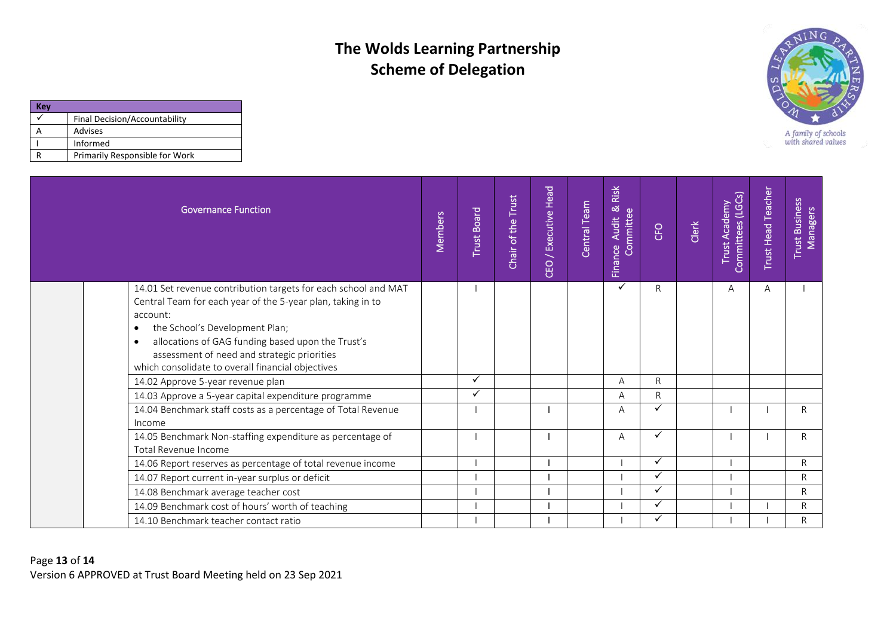# The Wolds Learning Partnership
# Scheme of Delegation

| Key | |
|---|---|
| ✓ | Final Decision/Accountability |
| A | Advises |
| I | Informed |
| R | Primarily Responsible for Work |

| | | Governance Function | Members | Trust Board | Chair of the Trust | CEO / Executive Head | Central Team | Finance Audit & Risk Committee | CFO | Clerk | Trust Academy Committees (LGCs) | Trust Head Teacher | Trust Business Managers |
|---|---|---|---|---|---|---|---|---|---|---|---|---|---|
| | | 14.01 Set revenue contribution targets for each school and MAT Central Team for each year of the 5-year plan, taking in to account:<br>• the School's Development Plan;<br>• allocations of GAG funding based upon the Trust's assessment of need and strategic priorities<br>which consolidate to overall financial objectives | | I | | | | ✓ | R | | A | A | I |
| | | 14.02 Approve 5-year revenue plan | | ✓ | | | | A | R | | | | |
| | | 14.03 Approve a 5-year capital expenditure programme | | ✓ | | | | A | R | | | | |
| | | 14.04 Benchmark staff costs as a percentage of Total Revenue Income | | I | | I | | A | ✓ | | I | I | R |
| | | 14.05 Benchmark Non-staffing expenditure as percentage of Total Revenue Income | | I | | I | | A | ✓ | | I | I | R |
| | | 14.06 Report reserves as percentage of total revenue income | | I | | I | | I | ✓ | | I | | R |
| | | 14.07 Report current in-year surplus or deficit | | I | | I | | I | ✓ | | I | | R |
| | | 14.08 Benchmark average teacher cost | | I | | I | | I | ✓ | | I | | R |
| | | 14.09 Benchmark cost of hours' worth of teaching | | I | | I | | I | ✓ | | I | I | R |
| | | 14.10 Benchmark teacher contact ratio | | I | | I | | I | ✓ | | I | I | R |

Version 6 APPROVED at Trust Board Meeting held on 23 Sep 2021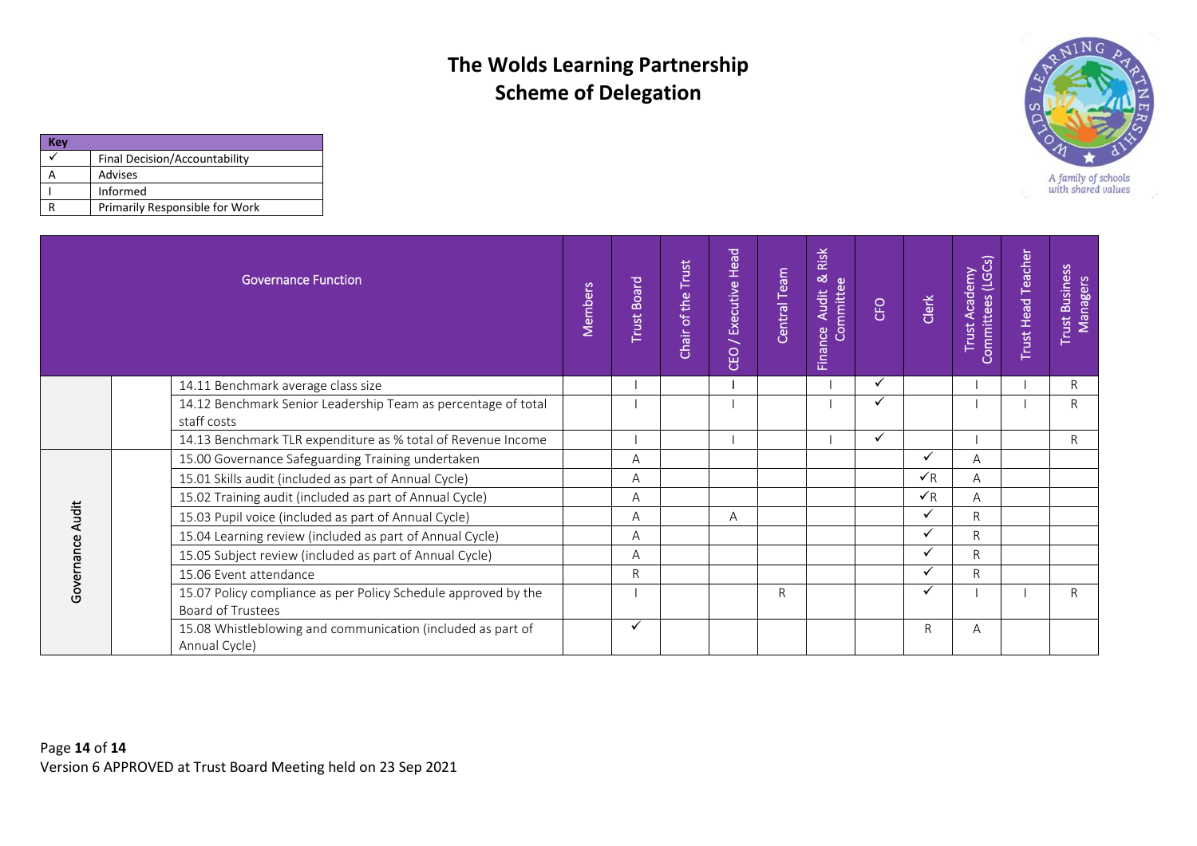# The Wolds Learning Partnership
## Scheme of Delegation

| Key | |
|---|---|
| ✓ | Final Decision/Accountability |
| A | Advises |
| I | Informed |
| R | Primarily Responsible for Work |

| Governance Function | | | Members | Trust Board | Chair of the Trust | CEO / Executive Head | Central Team | Finance Audit & Risk Committee | CFO | Clerk | Trust Academy Committees (LGCs) | Trust Head Teacher | Trust Business Managers |
|---|---|---|---|---|---|---|---|---|---|---|---|---|---|
| | | 14.11 Benchmark average class size | | I | | I | | I | ✓ | | I | I | R |
| | | 14.12 Benchmark Senior Leadership Team as percentage of total staff costs | | I | | I | | I | ✓ | | I | I | R |
| | | 14.13 Benchmark TLR expenditure as % total of Revenue Income | | I | | I | | I | ✓ | | I | | R |
| Governance Audit | | 15.00 Governance Safeguarding Training undertaken | | A | | | | | | ✓ | A | | |
| | | 15.01 Skills audit (included as part of Annual Cycle) | | A | | | | | | ✓R | A | | |
| | | 15.02 Training audit (included as part of Annual Cycle) | | A | | | | | | ✓R | A | | |
| | | 15.03 Pupil voice (included as part of Annual Cycle) | | A | | A | | | | ✓ | R | | |
| | | 15.04 Learning review (included as part of Annual Cycle) | | A | | | | | | ✓ | R | | |
| | | 15.05 Subject review (included as part of Annual Cycle) | | A | | | | | | ✓ | R | | |
| | | 15.06 Event attendance | | R | | | | | | ✓ | R | | |
| | | 15.07 Policy compliance as per Policy Schedule approved by the Board of Trustees | | I | | | R | | | ✓ | I | I | R |
| | | 15.08 Whistleblowing and communication (included as part of Annual Cycle) | | ✓ | | | | | | R | A | | |

Version 6 APPROVED at Trust Board Meeting held on 23 Sep 2021